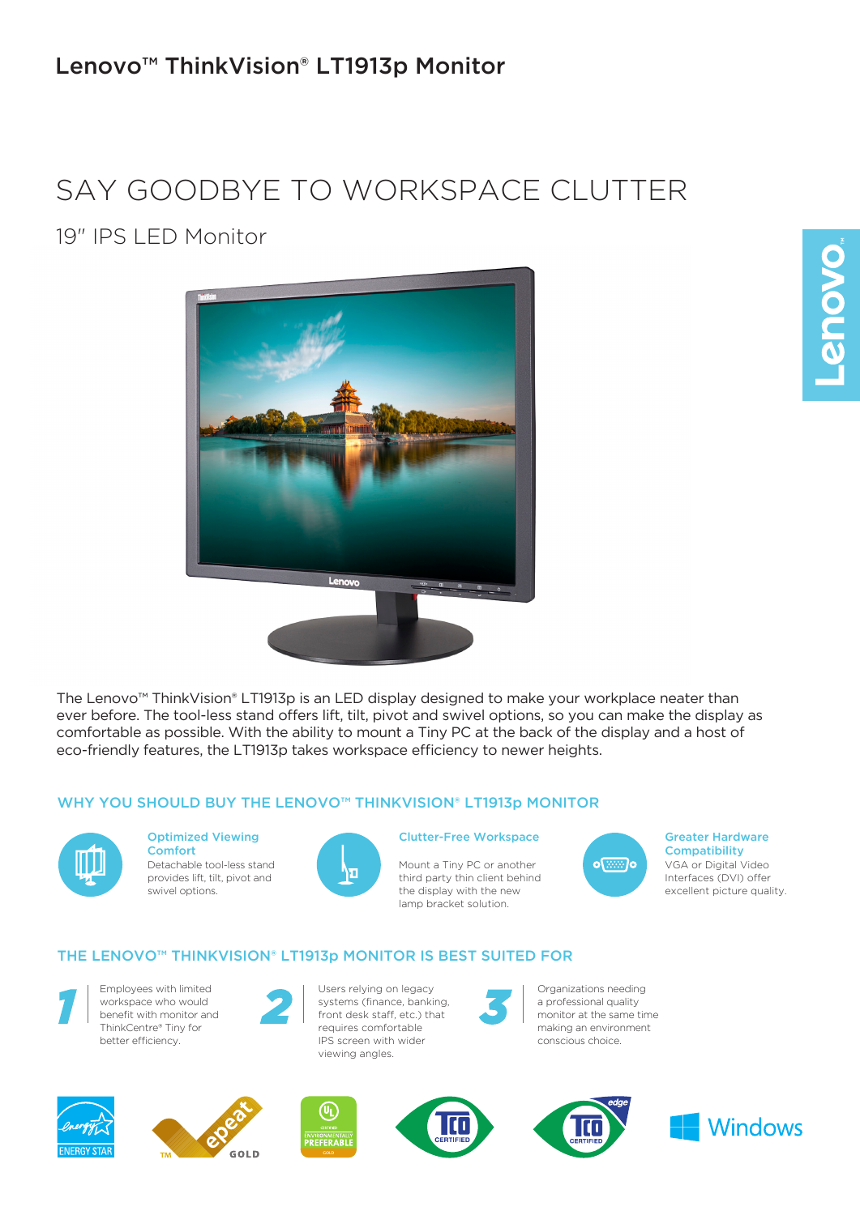# Lenovo™ ThinkVision® LT1913p Monitor

## SAY GOODBYE TO WORKSPACE CLUTTER

### 19" IPS LED Monitor

The Lenovo™ ThinkVision® LT1913p is an LED display designed to make your workplace neater than ever before. The tool-less stand offers lift, tilt, pivot and swivel options, so you can make the display as comfortable as possible. With the ability to mount a Tiny PC at the back of the display and a host of eco-friendly features, the LT1913p takes workspace efficiency to newer heights.

## WHY YOU SHOULD BUY THE LENOVO™ THINKVISION® LT1913p MONITOR

**Optimized Viewing Comfort**
Detachable tool-less stand provides lift, tilt, pivot and swivel options.

**Clutter-Free Workspace**
Mount a Tiny PC or another third party thin client behind the display with the new lamp bracket solution.

**Greater Hardware Compatibility**
VGA or Digital Video Interfaces (DVI) offer excellent picture quality.

## THE LENOVO™ THINKVISION® LT1913p MONITOR IS BEST SUITED FOR

1. Employees with limited workspace who would benefit with monitor and ThinkCentre® Tiny for better efficiency.
2. Users relying on legacy systems (finance, banking, front desk staff, etc.) that requires comfortable IPS screen with wider viewing angles.
3. Organizations needing a professional quality monitor at the same time making an environment conscious choice.

ENERGY STAR | epeat GOLD | UL ENVIRONMENTALLY PREFERABLE GOLD | TCO CERTIFIED | TCO CERTIFIED edge | Windows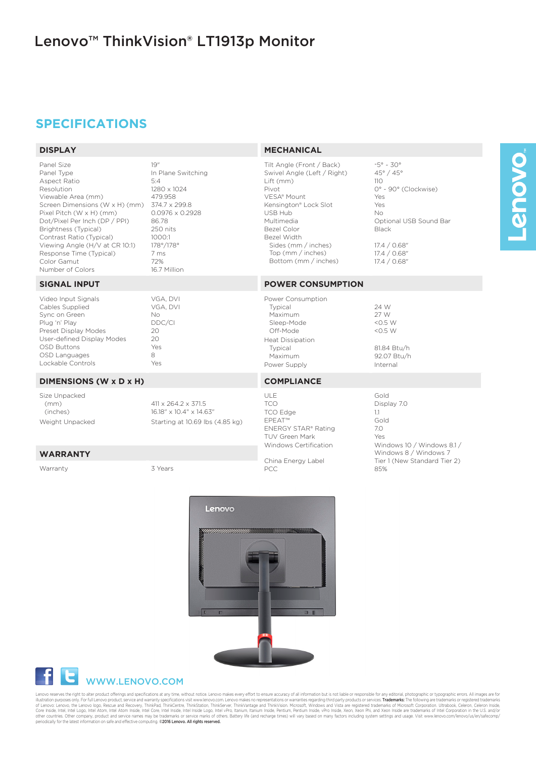# Lenovo™ ThinkVision® LT1913p Monitor

## SPECIFICATIONS

### DISPLAY

| | |
|---|---|
| Panel Size | 19" |
| Panel Type | In Plane Switching |
| Aspect Ratio | 5:4 |
| Resolution | 1280 x 1024 |
| Viewable Area (mm) | 479.958 |
| Screen Dimensions (W x H) (mm) | 374.7 x 299.8 |
| Pixel Pitch (W x H) (mm) | 0.0976 x 0.2928 |
| Dot/Pixel Per Inch (DP / PPI) | 86.78 |
| Brightness (Typical) | 250 nits |
| Contrast Ratio (Typical) | 1000:1 |
| Viewing Angle (H/V at CR 10:1) | 178°/178° |
| Response Time (Typical) | 7 ms |
| Color Gamut | 72% |
| Number of Colors | 16.7 Million |

### SIGNAL INPUT

| | |
|---|---|
| Video Input Signals | VGA, DVI |
| Cables Supplied | VGA, DVI |
| Sync on Green | No |
| Plug 'n' Play | DDC/CI |
| Preset Display Modes | 20 |
| User-defined Display Modes | 20 |
| OSD Buttons | Yes |
| OSD Languages | 8 |
| Lockable Controls | Yes |

### DIMENSIONS (W x D x H)

| | |
|---|---|
| Size Unpacked | |
| (mm) | 411 x 264.2 x 371.5 |
| (inches) | 16.18" x 10.4" x 14.63" |
| Weight Unpacked | Starting at 10.69 lbs (4.85 kg) |

### WARRANTY

| | |
|---|---|
| Warranty | 3 Years |

### MECHANICAL

| | |
|---|---|
| Tilt Angle (Front / Back) | -5° - 30° |
| Swivel Angle (Left / Right) | 45° / 45° |
| Lift (mm) | 110 |
| Pivot | 0° - 90° (Clockwise) |
| VESA® Mount | Yes |
| Kensington® Lock Slot | Yes |
| USB Hub | No |
| Multimedia | Optional USB Sound Bar |
| Bezel Color | Black |
| Bezel Width | |
| Sides (mm / inches) | 17.4 / 0.68" |
| Top (mm / inches) | 17.4 / 0.68" |
| Bottom (mm / inches) | 17.4 / 0.68" |

### POWER CONSUMPTION

| | |
|---|---|
| Power Consumption | |
| Typical | 24 W |
| Maximum | 27 W |
| Sleep-Mode | <0.5 W |
| Off-Mode | <0.5 W |
| Heat Dissipation | |
| Typical | 81.84 Btu/h |
| Maximum | 92.07 Btu/h |
| Power Supply | Internal |

### COMPLIANCE

| | |
|---|---|
| ULE | Gold |
| TCO | Display 7.0 |
| TCO Edge | 1.1 |
| EPEAT™ | Gold |
| ENERGY STAR® Rating | 7.0 |
| TUV Green Mark | Yes |
| Windows Certification | Windows 10 / Windows 8.1 / Windows 8 / Windows 7 |
| China Energy Label | Tier 1 (New Standard Tier 2) |
| PCC | 85% |

WWW.LENOVO.COM

Lenovo reserves the right to alter product offerings and specifications at any time, without notice. Lenovo makes every effort to ensure accuracy of all information but is not liable or responsible for any editorial, photographic or typographic errors. All images are for illustration purposes only. For full Lenovo product, service and warranty specifications visit www.lenovo.com. Lenovo makes no representations or warranties regarding third party products or services. **Trademarks:** The following are trademarks or registered trademarks of Lenovo: Lenovo, the Lenovo logo, Rescue and Recovery, ThinkPad, ThinkCentre, ThinkStation, ThinkServer, ThinkVantage and ThinkVision. Microsoft, Windows and Vista are registered trademarks of Microsoft Corporation. Ultrabook, Celeron, Celeron Inside, Core Inside, Intel, Intel Logo, Intel Atom, Intel Atom Inside, Intel Core, Intel Inside, Intel Inside Logo, Intel vPro, Itanium, Itanium Inside, Pentium, Pentium Inside, vPro Inside, Xeon, Xeon Phi, and Xeon Inside are trademarks of Intel Corporation in the U.S. and/or other countries. Other company, product and service names may be trademarks or service marks of others. Battery life (and recharge times) will vary based on many factors including system settings and usage. Visit www.lenovo.com/lenovo/us/en/safecomp/ periodically for the latest information on safe and effective computing. **©2016 Lenovo. All rights reserved.**